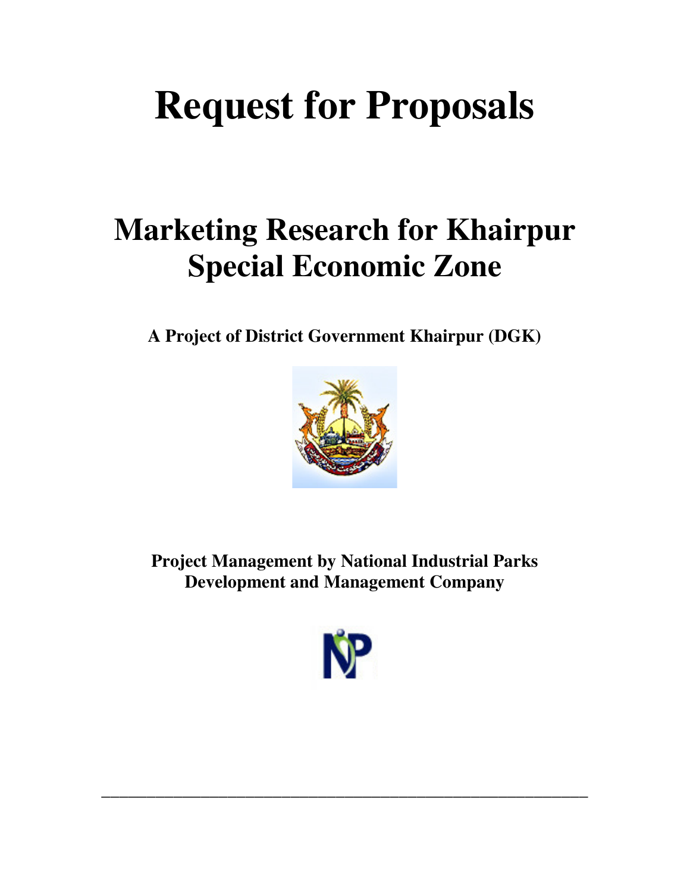# Request for Proposals

## Marketing Research for Khairpur Special Economic Zone

**A Project of District Government Khairpur (DGK)**

**Project Management by National Industrial Parks Development and Management Company**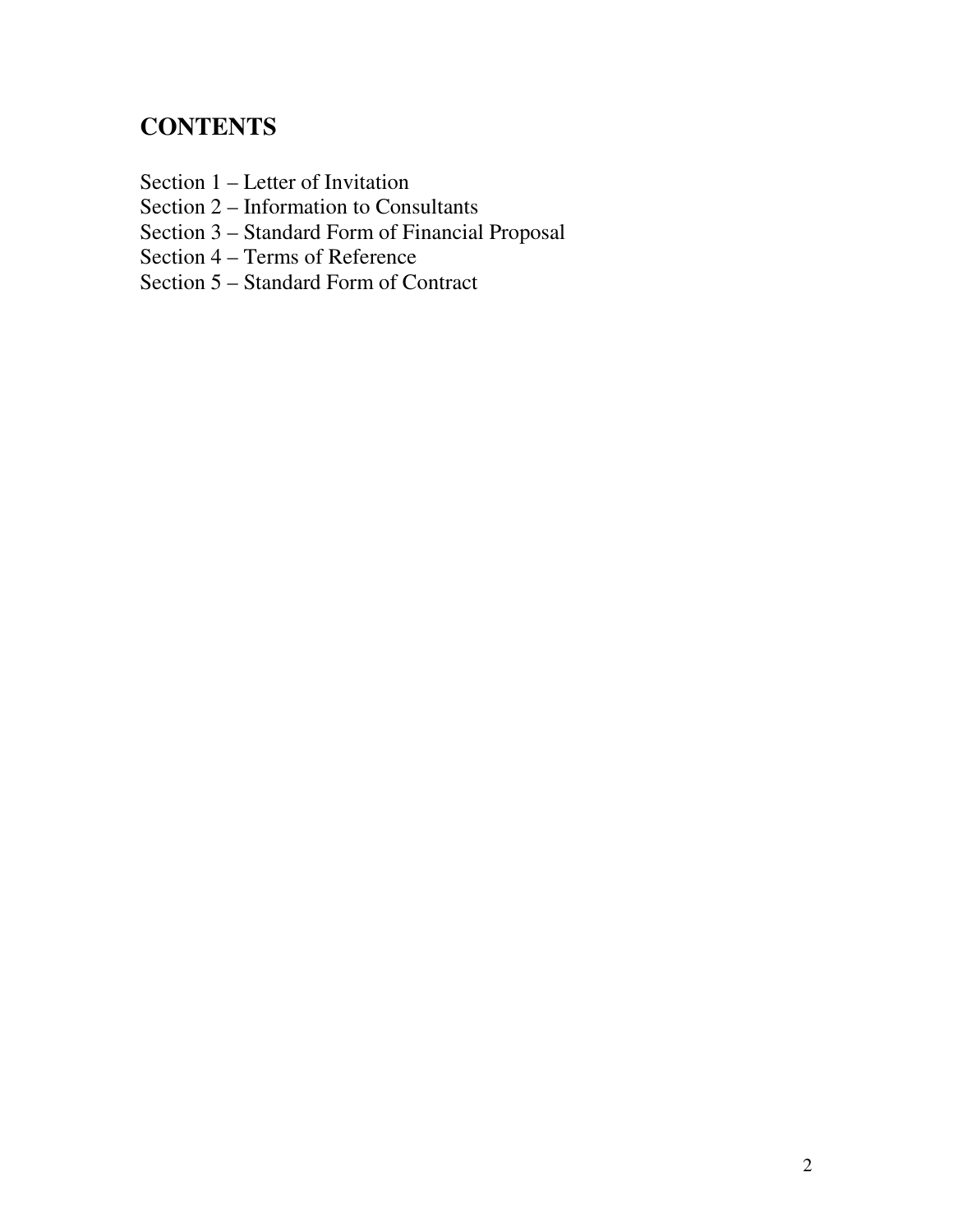## CONTENTS

Section 1 – Letter of Invitation
Section 2 – Information to Consultants
Section 3 – Standard Form of Financial Proposal
Section 4 – Terms of Reference
Section 5 – Standard Form of Contract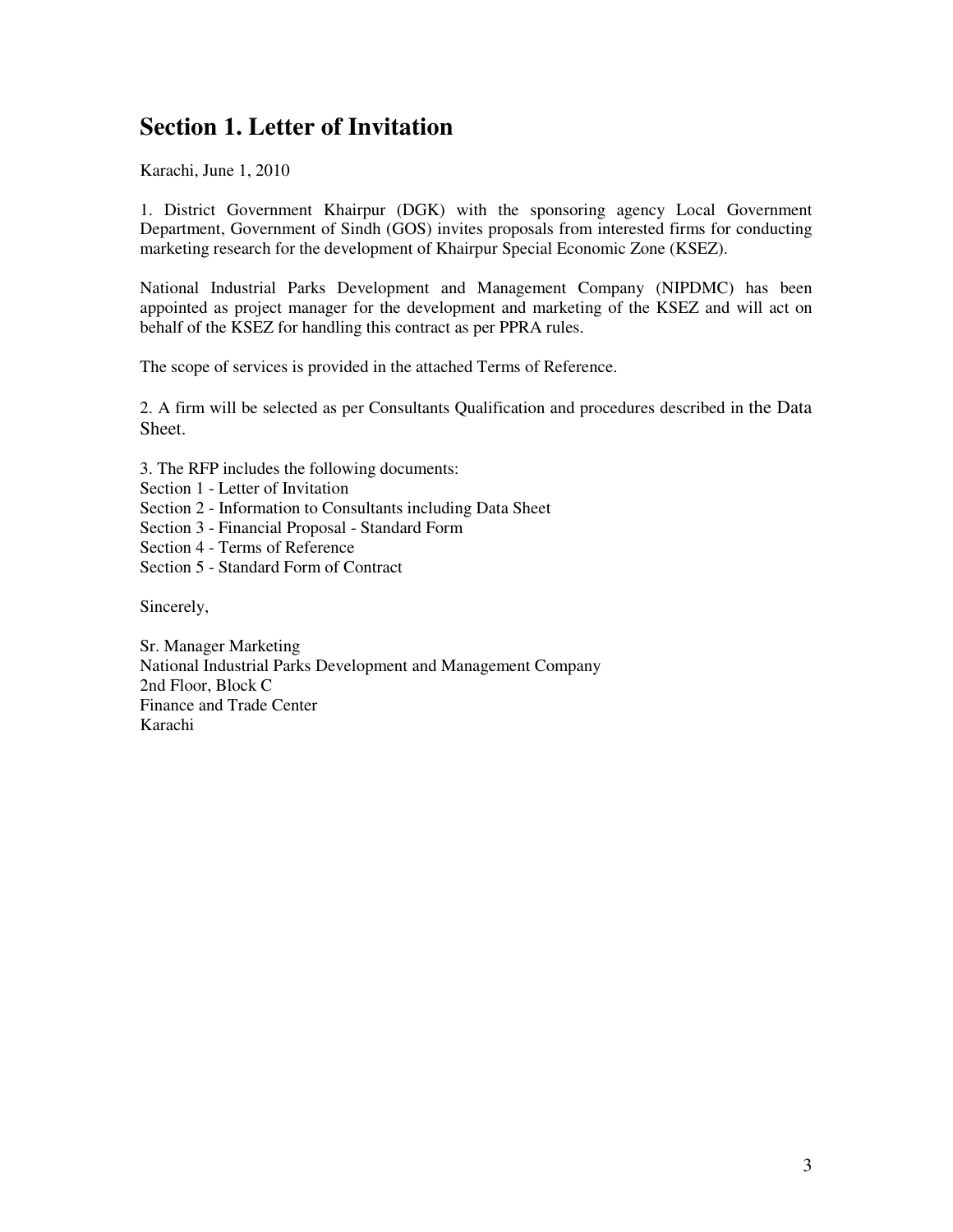# Section 1. Letter of Invitation

Karachi, June 1, 2010

1. District Government Khairpur (DGK) with the sponsoring agency Local Government Department, Government of Sindh (GOS) invites proposals from interested firms for conducting marketing research for the development of Khairpur Special Economic Zone (KSEZ).

National Industrial Parks Development and Management Company (NIPDMC) has been appointed as project manager for the development and marketing of the KSEZ and will act on behalf of the KSEZ for handling this contract as per PPRA rules.

The scope of services is provided in the attached Terms of Reference.

2. A firm will be selected as per Consultants Qualification and procedures described in the Data Sheet.

3. The RFP includes the following documents:
Section 1 - Letter of Invitation
Section 2 - Information to Consultants including Data Sheet
Section 3 - Financial Proposal - Standard Form
Section 4 - Terms of Reference
Section 5 - Standard Form of Contract

Sincerely,

Sr. Manager Marketing
National Industrial Parks Development and Management Company
2nd Floor, Block C
Finance and Trade Center
Karachi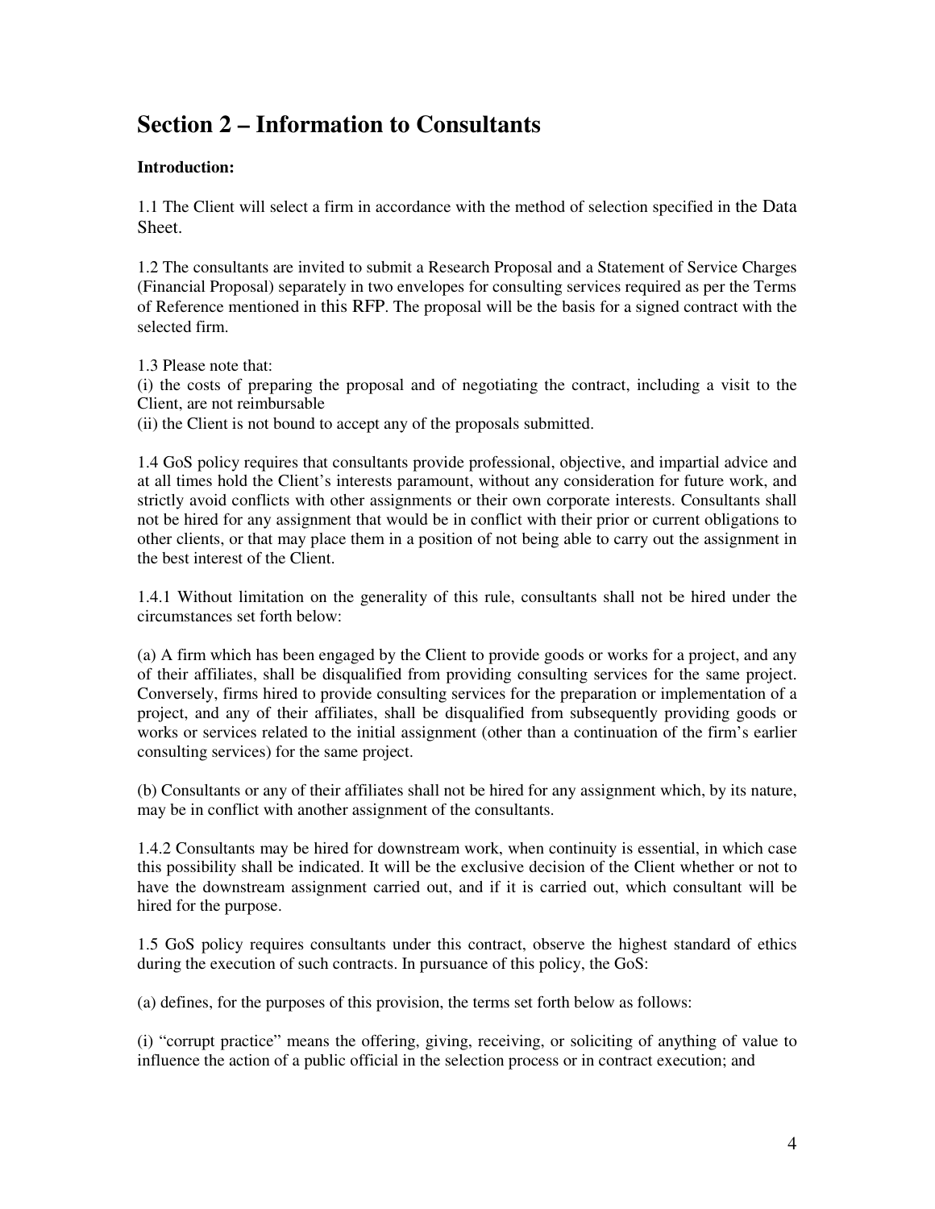# Section 2 – Information to Consultants

**Introduction:**

1.1 The Client will select a firm in accordance with the method of selection specified in the Data Sheet.

1.2 The consultants are invited to submit a Research Proposal and a Statement of Service Charges (Financial Proposal) separately in two envelopes for consulting services required as per the Terms of Reference mentioned in this RFP. The proposal will be the basis for a signed contract with the selected firm.

1.3 Please note that:
(i) the costs of preparing the proposal and of negotiating the contract, including a visit to the Client, are not reimbursable
(ii) the Client is not bound to accept any of the proposals submitted.

1.4 GoS policy requires that consultants provide professional, objective, and impartial advice and at all times hold the Client's interests paramount, without any consideration for future work, and strictly avoid conflicts with other assignments or their own corporate interests. Consultants shall not be hired for any assignment that would be in conflict with their prior or current obligations to other clients, or that may place them in a position of not being able to carry out the assignment in the best interest of the Client.

1.4.1 Without limitation on the generality of this rule, consultants shall not be hired under the circumstances set forth below:

(a) A firm which has been engaged by the Client to provide goods or works for a project, and any of their affiliates, shall be disqualified from providing consulting services for the same project. Conversely, firms hired to provide consulting services for the preparation or implementation of a project, and any of their affiliates, shall be disqualified from subsequently providing goods or works or services related to the initial assignment (other than a continuation of the firm's earlier consulting services) for the same project.

(b) Consultants or any of their affiliates shall not be hired for any assignment which, by its nature, may be in conflict with another assignment of the consultants.

1.4.2 Consultants may be hired for downstream work, when continuity is essential, in which case this possibility shall be indicated. It will be the exclusive decision of the Client whether or not to have the downstream assignment carried out, and if it is carried out, which consultant will be hired for the purpose.

1.5 GoS policy requires consultants under this contract, observe the highest standard of ethics during the execution of such contracts. In pursuance of this policy, the GoS:

(a) defines, for the purposes of this provision, the terms set forth below as follows:

(i) "corrupt practice" means the offering, giving, receiving, or soliciting of anything of value to influence the action of a public official in the selection process or in contract execution; and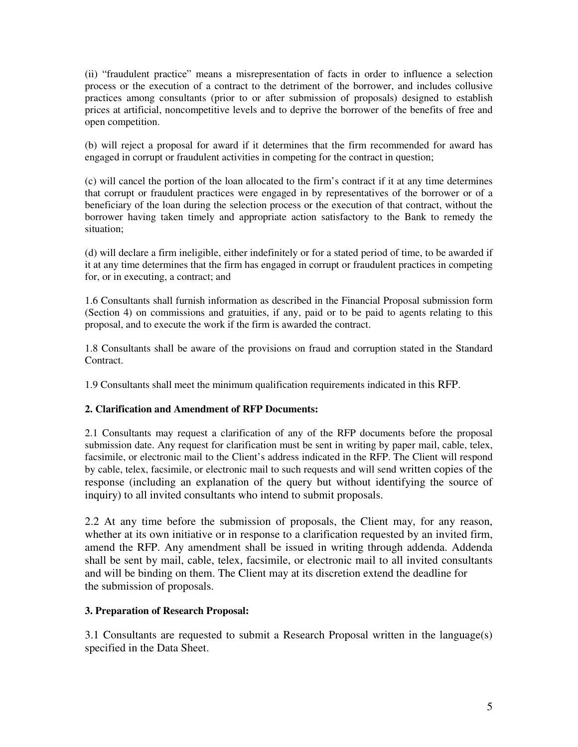(ii) "fraudulent practice" means a misrepresentation of facts in order to influence a selection process or the execution of a contract to the detriment of the borrower, and includes collusive practices among consultants (prior to or after submission of proposals) designed to establish prices at artificial, noncompetitive levels and to deprive the borrower of the benefits of free and open competition.

(b) will reject a proposal for award if it determines that the firm recommended for award has engaged in corrupt or fraudulent activities in competing for the contract in question;

(c) will cancel the portion of the loan allocated to the firm's contract if it at any time determines that corrupt or fraudulent practices were engaged in by representatives of the borrower or of a beneficiary of the loan during the selection process or the execution of that contract, without the borrower having taken timely and appropriate action satisfactory to the Bank to remedy the situation;

(d) will declare a firm ineligible, either indefinitely or for a stated period of time, to be awarded if it at any time determines that the firm has engaged in corrupt or fraudulent practices in competing for, or in executing, a contract; and

1.6 Consultants shall furnish information as described in the Financial Proposal submission form (Section 4) on commissions and gratuities, if any, paid or to be paid to agents relating to this proposal, and to execute the work if the firm is awarded the contract.

1.8 Consultants shall be aware of the provisions on fraud and corruption stated in the Standard Contract.

1.9 Consultants shall meet the minimum qualification requirements indicated in this RFP.

**2. Clarification and Amendment of RFP Documents:**

2.1 Consultants may request a clarification of any of the RFP documents before the proposal submission date. Any request for clarification must be sent in writing by paper mail, cable, telex, facsimile, or electronic mail to the Client's address indicated in the RFP. The Client will respond by cable, telex, facsimile, or electronic mail to such requests and will send written copies of the response (including an explanation of the query but without identifying the source of inquiry) to all invited consultants who intend to submit proposals.

2.2 At any time before the submission of proposals, the Client may, for any reason, whether at its own initiative or in response to a clarification requested by an invited firm, amend the RFP. Any amendment shall be issued in writing through addenda. Addenda shall be sent by mail, cable, telex, facsimile, or electronic mail to all invited consultants and will be binding on them. The Client may at its discretion extend the deadline for the submission of proposals.

**3. Preparation of Research Proposal:**

3.1 Consultants are requested to submit a Research Proposal written in the language(s) specified in the Data Sheet.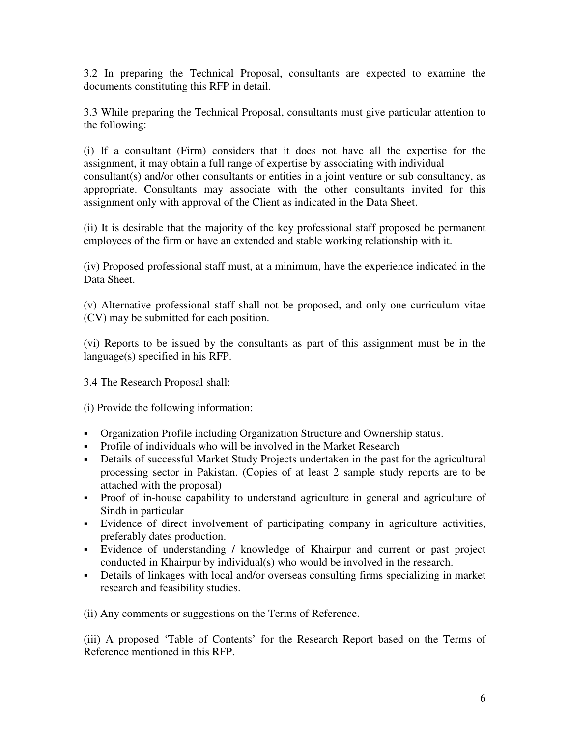3.2 In preparing the Technical Proposal, consultants are expected to examine the documents constituting this RFP in detail.

3.3 While preparing the Technical Proposal, consultants must give particular attention to the following:

(i) If a consultant (Firm) considers that it does not have all the expertise for the assignment, it may obtain a full range of expertise by associating with individual consultant(s) and/or other consultants or entities in a joint venture or sub consultancy, as appropriate. Consultants may associate with the other consultants invited for this assignment only with approval of the Client as indicated in the Data Sheet.

(ii) It is desirable that the majority of the key professional staff proposed be permanent employees of the firm or have an extended and stable working relationship with it.

(iv) Proposed professional staff must, at a minimum, have the experience indicated in the Data Sheet.

(v) Alternative professional staff shall not be proposed, and only one curriculum vitae (CV) may be submitted for each position.

(vi) Reports to be issued by the consultants as part of this assignment must be in the language(s) specified in his RFP.

3.4 The Research Proposal shall:

(i) Provide the following information:

- Organization Profile including Organization Structure and Ownership status.
- Profile of individuals who will be involved in the Market Research
- Details of successful Market Study Projects undertaken in the past for the agricultural processing sector in Pakistan. (Copies of at least 2 sample study reports are to be attached with the proposal)
- Proof of in-house capability to understand agriculture in general and agriculture of Sindh in particular
- Evidence of direct involvement of participating company in agriculture activities, preferably dates production.
- Evidence of understanding / knowledge of Khairpur and current or past project conducted in Khairpur by individual(s) who would be involved in the research.
- Details of linkages with local and/or overseas consulting firms specializing in market research and feasibility studies.

(ii) Any comments or suggestions on the Terms of Reference.

(iii) A proposed 'Table of Contents' for the Research Report based on the Terms of Reference mentioned in this RFP.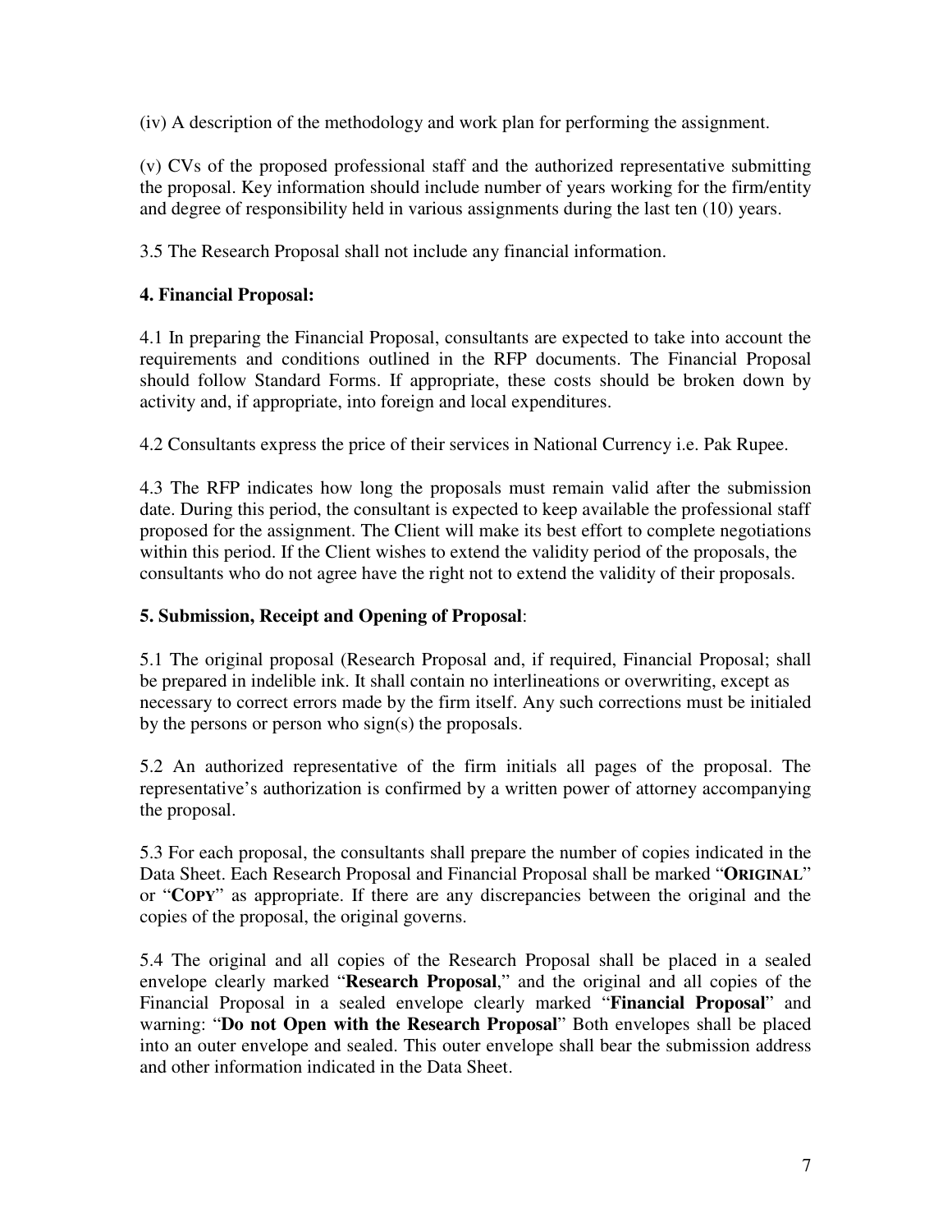(iv) A description of the methodology and work plan for performing the assignment.

(v) CVs of the proposed professional staff and the authorized representative submitting the proposal. Key information should include number of years working for the firm/entity and degree of responsibility held in various assignments during the last ten (10) years.

3.5 The Research Proposal shall not include any financial information.

**4. Financial Proposal:**

4.1 In preparing the Financial Proposal, consultants are expected to take into account the requirements and conditions outlined in the RFP documents. The Financial Proposal should follow Standard Forms. If appropriate, these costs should be broken down by activity and, if appropriate, into foreign and local expenditures.

4.2 Consultants express the price of their services in National Currency i.e. Pak Rupee.

4.3 The RFP indicates how long the proposals must remain valid after the submission date. During this period, the consultant is expected to keep available the professional staff proposed for the assignment. The Client will make its best effort to complete negotiations within this period. If the Client wishes to extend the validity period of the proposals, the consultants who do not agree have the right not to extend the validity of their proposals.

**5. Submission, Receipt and Opening of Proposal**:

5.1 The original proposal (Research Proposal and, if required, Financial Proposal; shall be prepared in indelible ink. It shall contain no interlineations or overwriting, except as necessary to correct errors made by the firm itself. Any such corrections must be initialed by the persons or person who sign(s) the proposals.

5.2 An authorized representative of the firm initials all pages of the proposal. The representative's authorization is confirmed by a written power of attorney accompanying the proposal.

5.3 For each proposal, the consultants shall prepare the number of copies indicated in the Data Sheet. Each Research Proposal and Financial Proposal shall be marked "**ORIGINAL**" or "**COPY**" as appropriate. If there are any discrepancies between the original and the copies of the proposal, the original governs.

5.4 The original and all copies of the Research Proposal shall be placed in a sealed envelope clearly marked "**Research Proposal**," and the original and all copies of the Financial Proposal in a sealed envelope clearly marked "**Financial Proposal**" and warning: "**Do not Open with the Research Proposal**" Both envelopes shall be placed into an outer envelope and sealed. This outer envelope shall bear the submission address and other information indicated in the Data Sheet.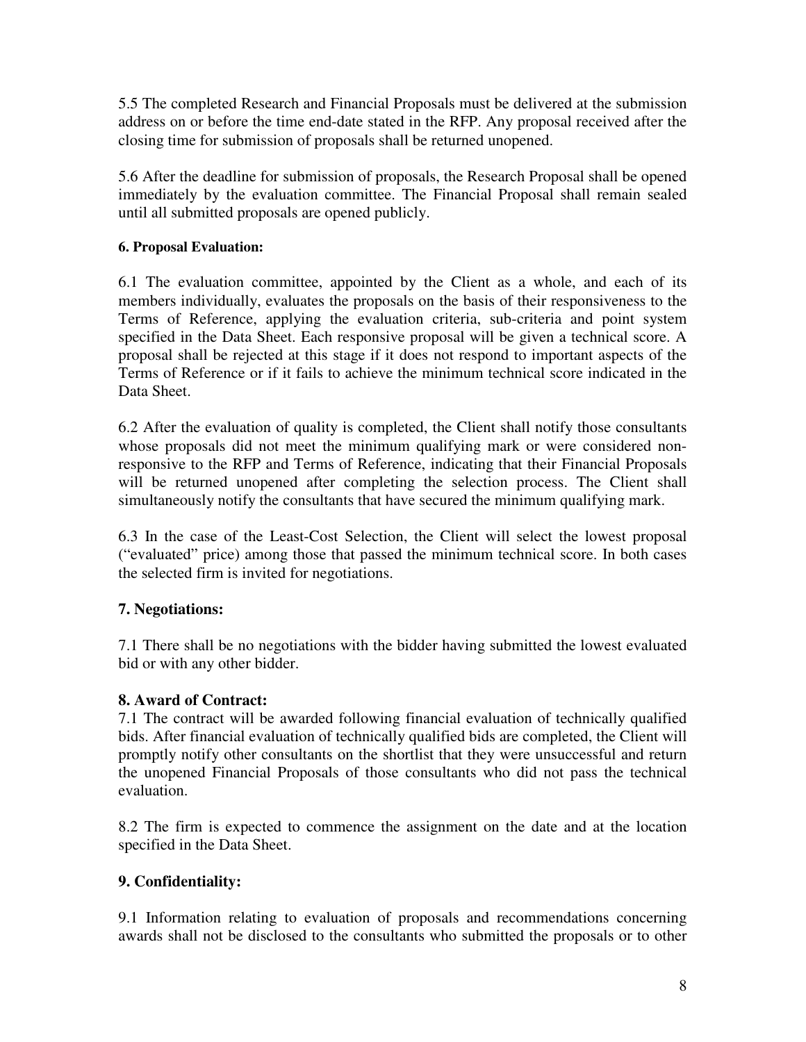5.5 The completed Research and Financial Proposals must be delivered at the submission address on or before the time end-date stated in the RFP. Any proposal received after the closing time for submission of proposals shall be returned unopened.

5.6 After the deadline for submission of proposals, the Research Proposal shall be opened immediately by the evaluation committee. The Financial Proposal shall remain sealed until all submitted proposals are opened publicly.

**6. Proposal Evaluation:**

6.1 The evaluation committee, appointed by the Client as a whole, and each of its members individually, evaluates the proposals on the basis of their responsiveness to the Terms of Reference, applying the evaluation criteria, sub-criteria and point system specified in the Data Sheet. Each responsive proposal will be given a technical score. A proposal shall be rejected at this stage if it does not respond to important aspects of the Terms of Reference or if it fails to achieve the minimum technical score indicated in the Data Sheet.

6.2 After the evaluation of quality is completed, the Client shall notify those consultants whose proposals did not meet the minimum qualifying mark or were considered non-responsive to the RFP and Terms of Reference, indicating that their Financial Proposals will be returned unopened after completing the selection process. The Client shall simultaneously notify the consultants that have secured the minimum qualifying mark.

6.3 In the case of the Least-Cost Selection, the Client will select the lowest proposal ("evaluated" price) among those that passed the minimum technical score. In both cases the selected firm is invited for negotiations.

## 7. Negotiations:

7.1 There shall be no negotiations with the bidder having submitted the lowest evaluated bid or with any other bidder.

## 8. Award of Contract:

7.1 The contract will be awarded following financial evaluation of technically qualified bids. After financial evaluation of technically qualified bids are completed, the Client will promptly notify other consultants on the shortlist that they were unsuccessful and return the unopened Financial Proposals of those consultants who did not pass the technical evaluation.

8.2 The firm is expected to commence the assignment on the date and at the location specified in the Data Sheet.

## 9. Confidentiality:

9.1 Information relating to evaluation of proposals and recommendations concerning awards shall not be disclosed to the consultants who submitted the proposals or to other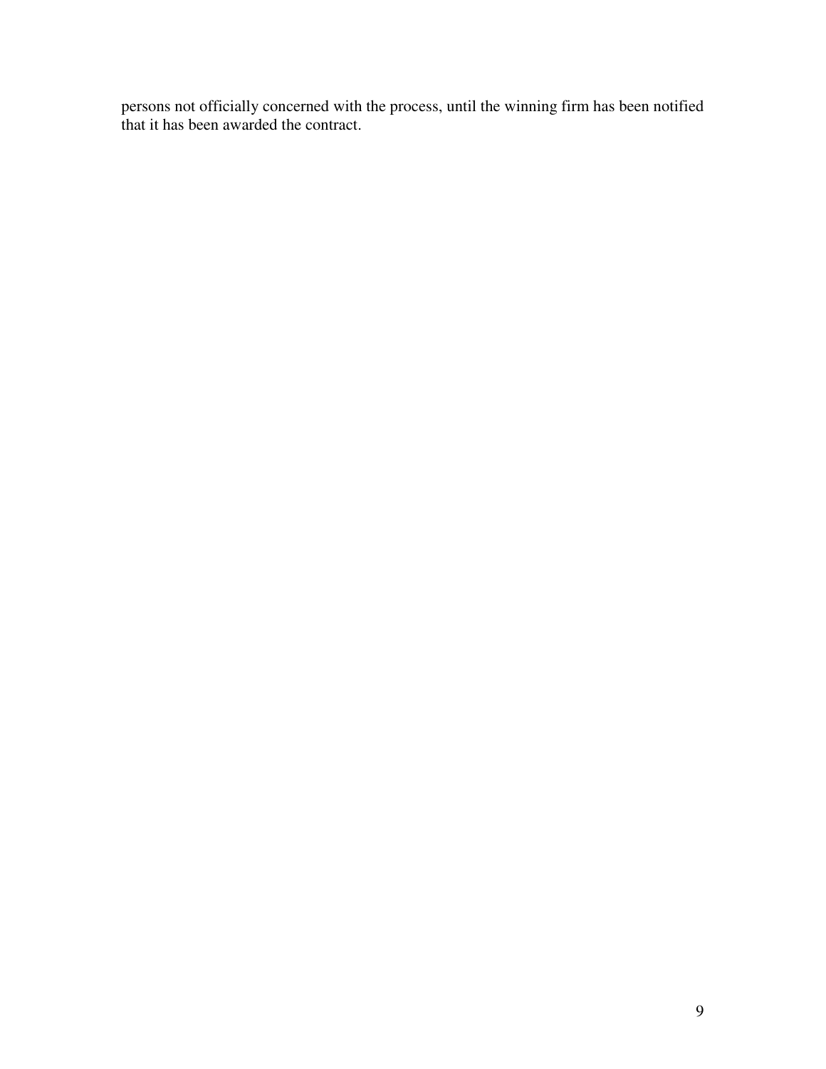persons not officially concerned with the process, until the winning firm has been notified that it has been awarded the contract.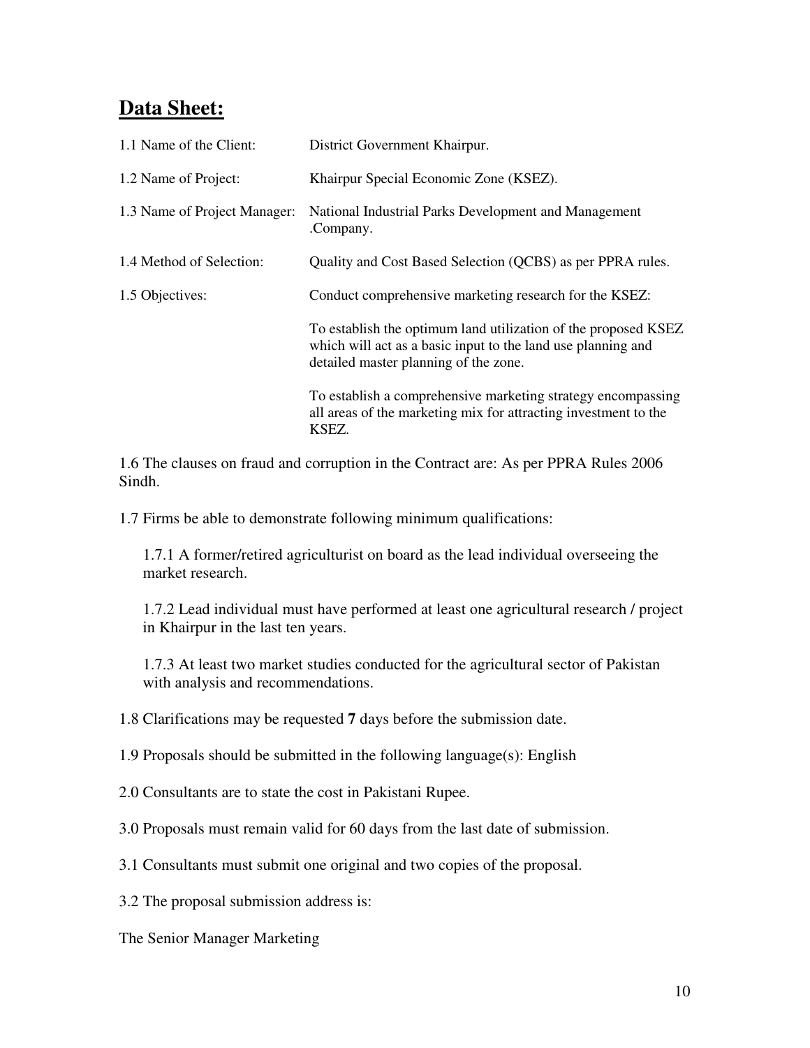## **Data Sheet:**

| | |
|---|---|
| 1.1 Name of the Client: | District Government Khairpur. |
| 1.2 Name of Project: | Khairpur Special Economic Zone (KSEZ). |
| 1.3 Name of Project Manager: | National Industrial Parks Development and Management .Company. |
| 1.4 Method of Selection: | Quality and Cost Based Selection (QCBS) as per PPRA rules. |
| 1.5 Objectives: | Conduct comprehensive marketing research for the KSEZ: |
| | To establish the optimum land utilization of the proposed KSEZ which will act as a basic input to the land use planning and detailed master planning of the zone. |
| | To establish a comprehensive marketing strategy encompassing all areas of the marketing mix for attracting investment to the KSEZ. |

1.6 The clauses on fraud and corruption in the Contract are: As per PPRA Rules 2006 Sindh.

1.7 Firms be able to demonstrate following minimum qualifications:

1.7.1 A former/retired agriculturist on board as the lead individual overseeing the market research.

1.7.2 Lead individual must have performed at least one agricultural research / project in Khairpur in the last ten years.

1.7.3 At least two market studies conducted for the agricultural sector of Pakistan with analysis and recommendations.

1.8 Clarifications may be requested **7** days before the submission date.

1.9 Proposals should be submitted in the following language(s): English

2.0 Consultants are to state the cost in Pakistani Rupee.

3.0 Proposals must remain valid for 60 days from the last date of submission.

3.1 Consultants must submit one original and two copies of the proposal.

3.2 The proposal submission address is:

The Senior Manager Marketing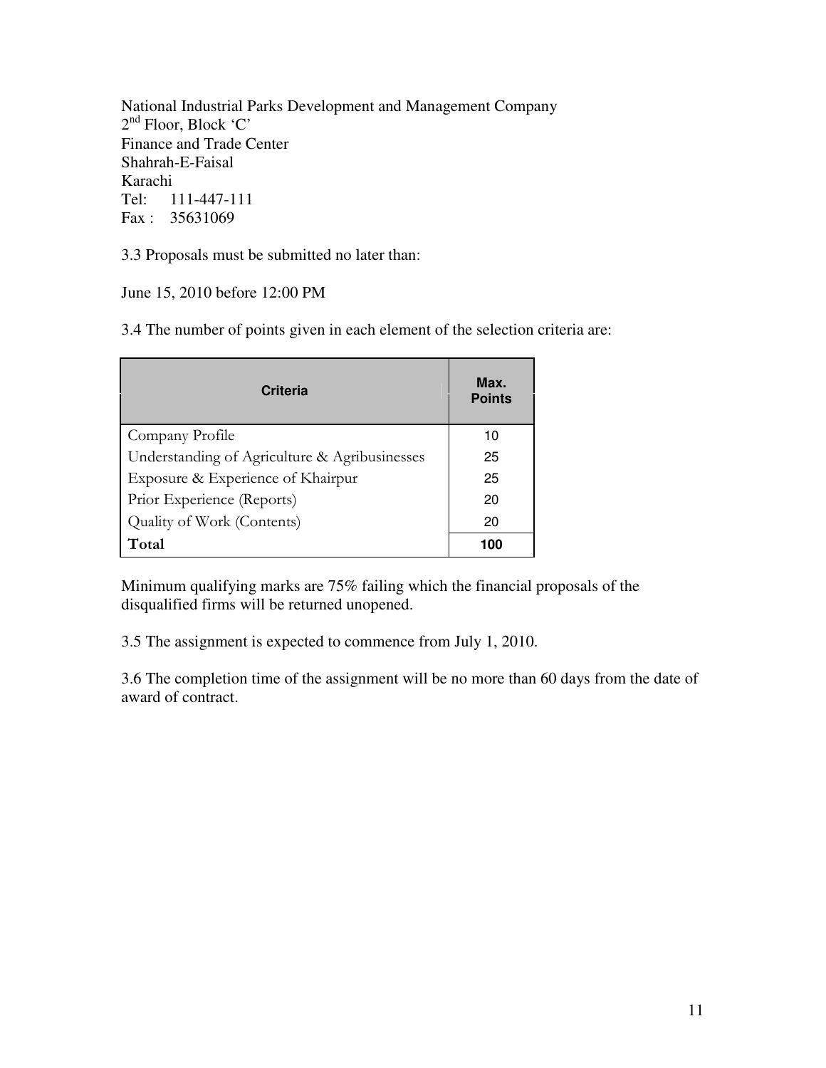National Industrial Parks Development and Management Company
2nd Floor, Block 'C'
Finance and Trade Center
Shahrah-E-Faisal
Karachi
Tel: 111-447-111
Fax : 35631069

3.3 Proposals must be submitted no later than:

June 15, 2010 before 12:00 PM

3.4 The number of points given in each element of the selection criteria are:

| Criteria | Max. Points |
|---|---|
| Company Profile | 10 |
| Understanding of Agriculture & Agribusinesses | 25 |
| Exposure & Experience of Khairpur | 25 |
| Prior Experience (Reports) | 20 |
| Quality of Work (Contents) | 20 |
| **Total** | **100** |

Minimum qualifying marks are 75% failing which the financial proposals of the disqualified firms will be returned unopened.

3.5 The assignment is expected to commence from July 1, 2010.

3.6 The completion time of the assignment will be no more than 60 days from the date of award of contract.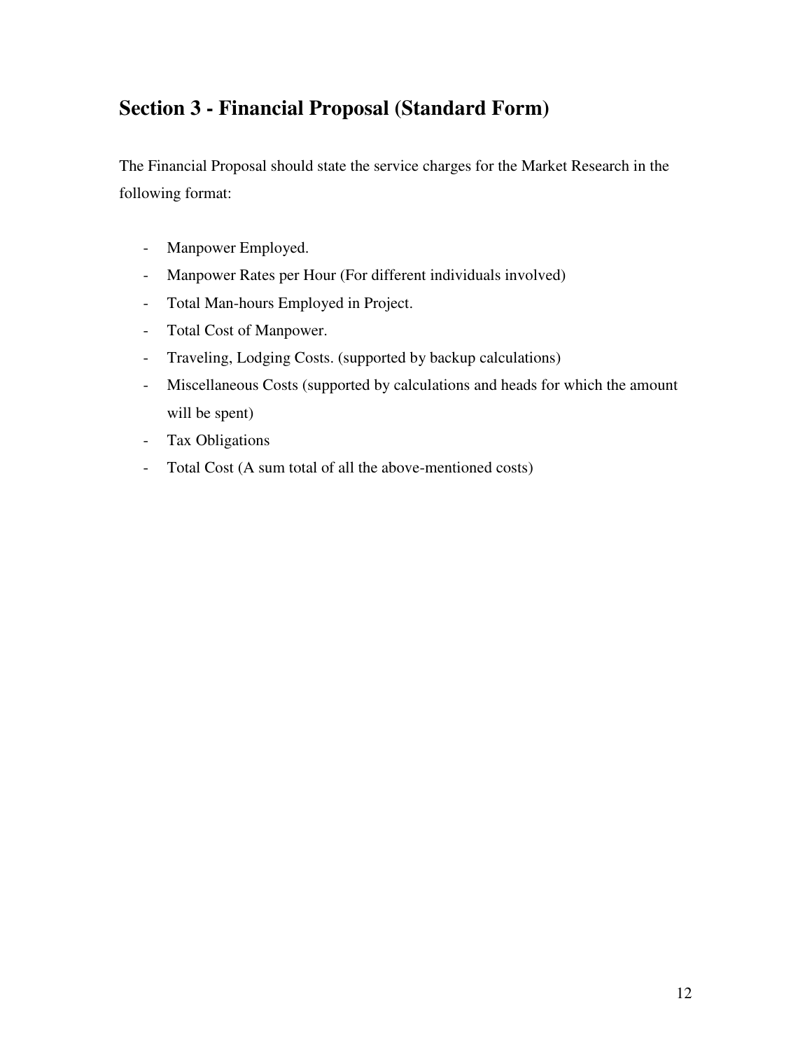## Section 3 - Financial Proposal (Standard Form)

The Financial Proposal should state the service charges for the Market Research in the following format:

- Manpower Employed.
- Manpower Rates per Hour (For different individuals involved)
- Total Man-hours Employed in Project.
- Total Cost of Manpower.
- Traveling, Lodging Costs. (supported by backup calculations)
- Miscellaneous Costs (supported by calculations and heads for which the amount will be spent)
- Tax Obligations
- Total Cost (A sum total of all the above-mentioned costs)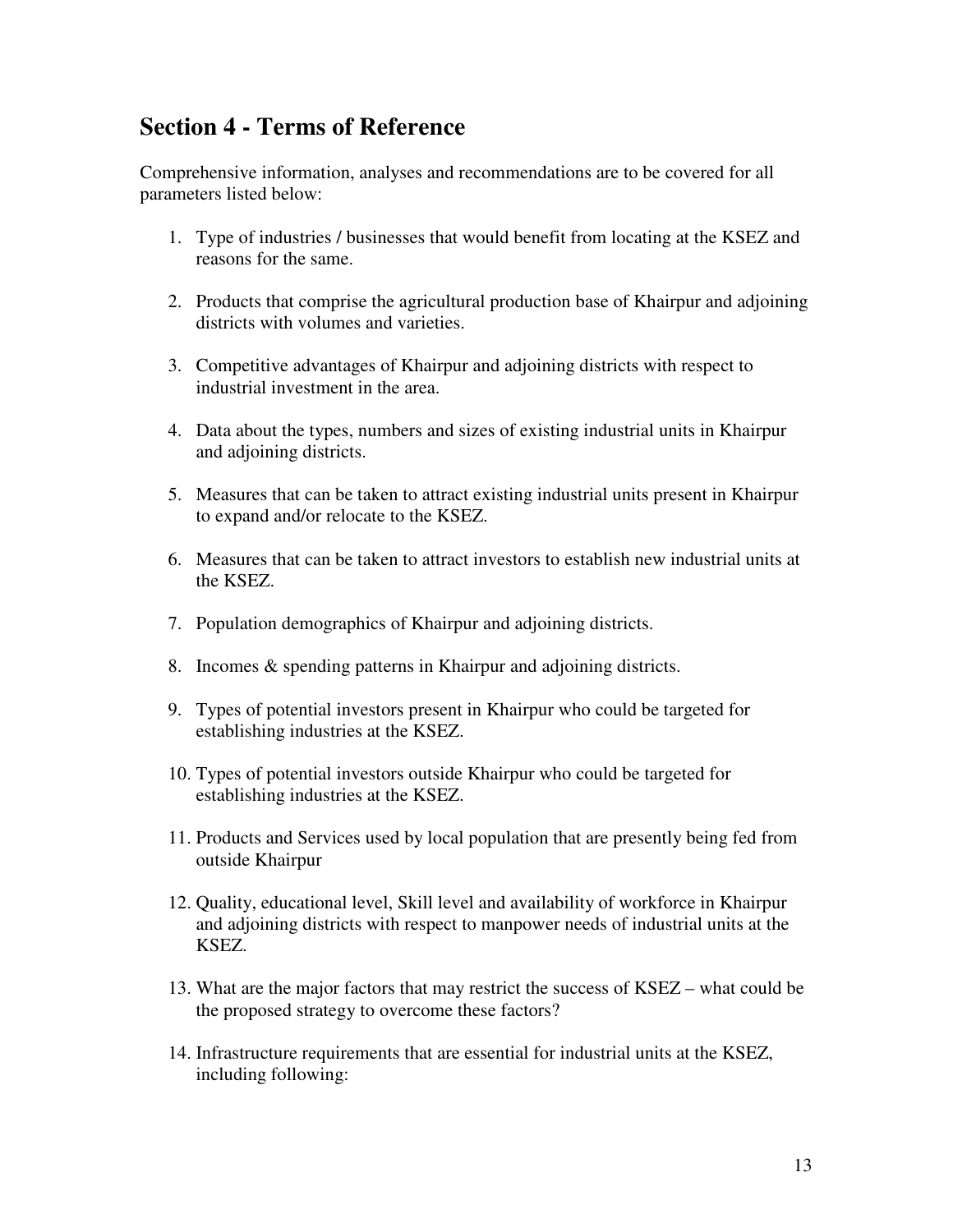## Section 4 - Terms of Reference

Comprehensive information, analyses and recommendations are to be covered for all parameters listed below:

1. Type of industries / businesses that would benefit from locating at the KSEZ and reasons for the same.

2. Products that comprise the agricultural production base of Khairpur and adjoining districts with volumes and varieties.

3. Competitive advantages of Khairpur and adjoining districts with respect to industrial investment in the area.

4. Data about the types, numbers and sizes of existing industrial units in Khairpur and adjoining districts.

5. Measures that can be taken to attract existing industrial units present in Khairpur to expand and/or relocate to the KSEZ.

6. Measures that can be taken to attract investors to establish new industrial units at the KSEZ.

7. Population demographics of Khairpur and adjoining districts.

8. Incomes & spending patterns in Khairpur and adjoining districts.

9. Types of potential investors present in Khairpur who could be targeted for establishing industries at the KSEZ.

10. Types of potential investors outside Khairpur who could be targeted for establishing industries at the KSEZ.

11. Products and Services used by local population that are presently being fed from outside Khairpur

12. Quality, educational level, Skill level and availability of workforce in Khairpur and adjoining districts with respect to manpower needs of industrial units at the KSEZ.

13. What are the major factors that may restrict the success of KSEZ – what could be the proposed strategy to overcome these factors?

14. Infrastructure requirements that are essential for industrial units at the KSEZ, including following: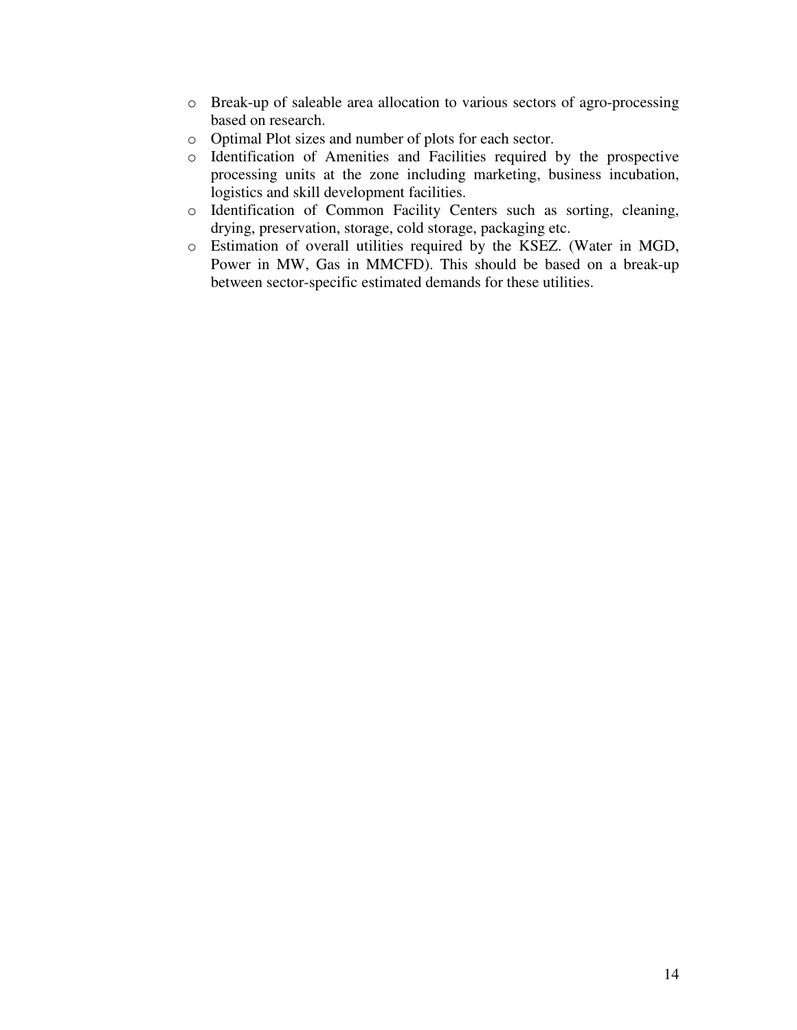- Break-up of saleable area allocation to various sectors of agro-processing based on research.
- Optimal Plot sizes and number of plots for each sector.
- Identification of Amenities and Facilities required by the prospective processing units at the zone including marketing, business incubation, logistics and skill development facilities.
- Identification of Common Facility Centers such as sorting, cleaning, drying, preservation, storage, cold storage, packaging etc.
- Estimation of overall utilities required by the KSEZ. (Water in MGD, Power in MW, Gas in MMCFD). This should be based on a break-up between sector-specific estimated demands for these utilities.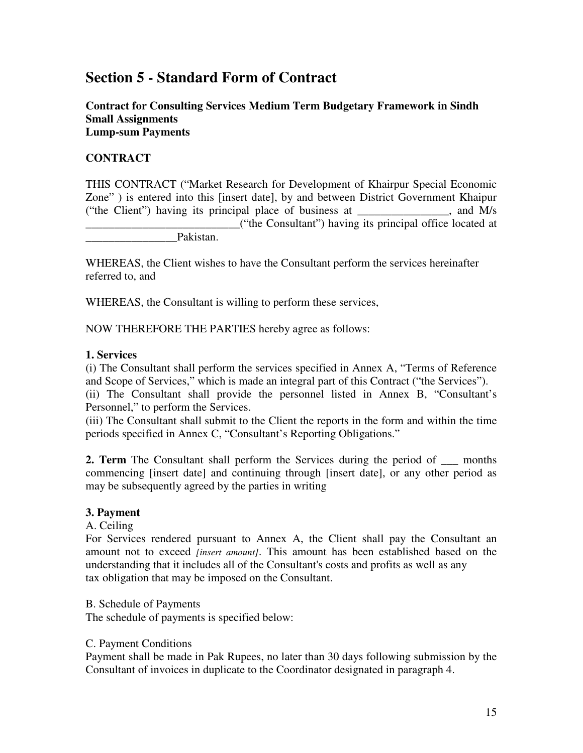# Section 5 - Standard Form of Contract

**Contract for Consulting Services Medium Term Budgetary Framework in Sindh**
**Small Assignments**
**Lump-sum Payments**

**CONTRACT**

THIS CONTRACT ("Market Research for Development of Khairpur Special Economic Zone" ) is entered into this [insert date], by and between District Government Khaipur ("the Client") having its principal place of business at ________________, and M/s ___________________________("the Consultant") having its principal office located at ________________Pakistan.

WHEREAS, the Client wishes to have the Consultant perform the services hereinafter referred to, and

WHEREAS, the Consultant is willing to perform these services,

NOW THEREFORE THE PARTIES hereby agree as follows:

**1. Services**
(i) The Consultant shall perform the services specified in Annex A, "Terms of Reference and Scope of Services," which is made an integral part of this Contract ("the Services").
(ii) The Consultant shall provide the personnel listed in Annex B, "Consultant's Personnel," to perform the Services.
(iii) The Consultant shall submit to the Client the reports in the form and within the time periods specified in Annex C, "Consultant's Reporting Obligations."

**2. Term** The Consultant shall perform the Services during the period of ___ months commencing [insert date] and continuing through [insert date], or any other period as may be subsequently agreed by the parties in writing

**3. Payment**
A. Ceiling
For Services rendered pursuant to Annex A, the Client shall pay the Consultant an amount not to exceed *[insert amount]*. This amount has been established based on the understanding that it includes all of the Consultant's costs and profits as well as any tax obligation that may be imposed on the Consultant.

B. Schedule of Payments
The schedule of payments is specified below:

C. Payment Conditions
Payment shall be made in Pak Rupees, no later than 30 days following submission by the Consultant of invoices in duplicate to the Coordinator designated in paragraph 4.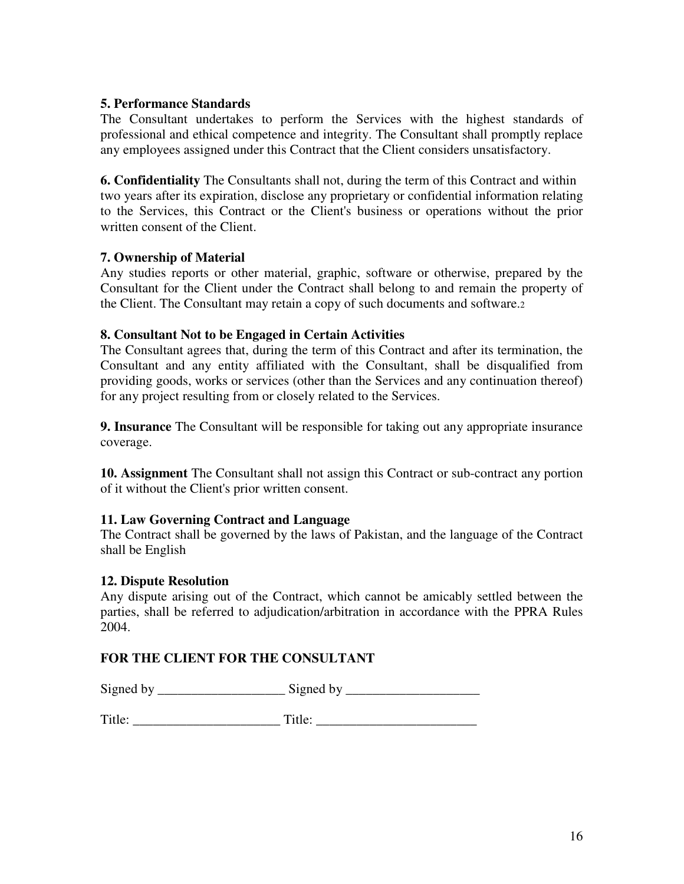**5. Performance Standards**
The Consultant undertakes to perform the Services with the highest standards of professional and ethical competence and integrity. The Consultant shall promptly replace any employees assigned under this Contract that the Client considers unsatisfactory.

**6. Confidentiality** The Consultants shall not, during the term of this Contract and within two years after its expiration, disclose any proprietary or confidential information relating to the Services, this Contract or the Client's business or operations without the prior written consent of the Client.

**7. Ownership of Material**
Any studies reports or other material, graphic, software or otherwise, prepared by the Consultant for the Client under the Contract shall belong to and remain the property of the Client. The Consultant may retain a copy of such documents and software.[2]

**8. Consultant Not to be Engaged in Certain Activities**
The Consultant agrees that, during the term of this Contract and after its termination, the Consultant and any entity affiliated with the Consultant, shall be disqualified from providing goods, works or services (other than the Services and any continuation thereof) for any project resulting from or closely related to the Services.

**9. Insurance** The Consultant will be responsible for taking out any appropriate insurance coverage.

**10. Assignment** The Consultant shall not assign this Contract or sub-contract any portion of it without the Client's prior written consent.

**11. Law Governing Contract and Language**
The Contract shall be governed by the laws of Pakistan, and the language of the Contract shall be English

**12. Dispute Resolution**
Any dispute arising out of the Contract, which cannot be amicably settled between the parties, shall be referred to adjudication/arbitration in accordance with the PPRA Rules 2004.

**FOR THE CLIENT FOR THE CONSULTANT**

Signed by ___________________ Signed by ____________________

Title: ______________________ Title: ________________________